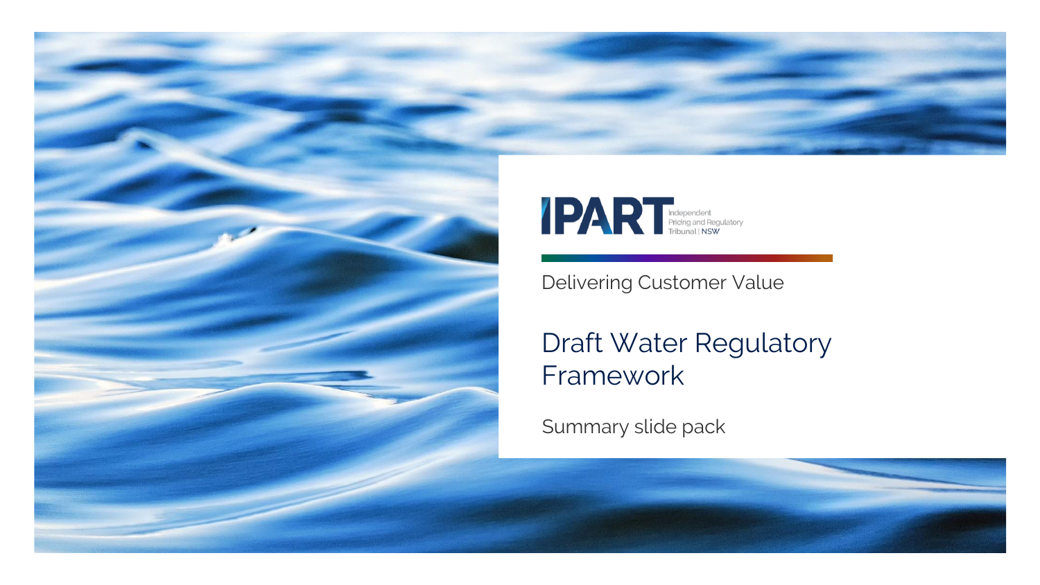IPART Independent Pricing and Regulatory Tribunal | NSW

Delivering Customer Value

# Draft Water Regulatory Framework

Summary slide pack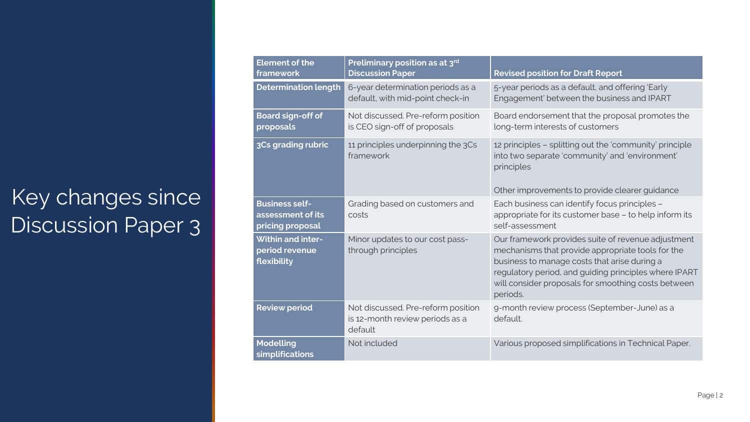# Key changes since Discussion Paper 3

| Element of the framework | Preliminary position as at 3rd Discussion Paper | Revised position for Draft Report |
| --- | --- | --- |
| **Determination length** | 6-year determination periods as a default, with mid-point check-in | 5-year periods as a default, and offering 'Early Engagement' between the business and IPART |
| **Board sign-off of proposals** | Not discussed. Pre-reform position is CEO sign-off of proposals | Board endorsement that the proposal promotes the long-term interests of customers |
| **3Cs grading rubric** | 11 principles underpinning the 3Cs framework | 12 principles – splitting out the 'community' principle into two separate 'community' and 'environment' principles<br><br>Other improvements to provide clearer guidance |
| **Business self-assessment of its pricing proposal** | Grading based on customers and costs | Each business can identify focus principles – appropriate for its customer base – to help inform its self-assessment |
| **Within and inter-period revenue flexibility** | Minor updates to our cost pass-through principles | Our framework provides suite of revenue adjustment mechanisms that provide appropriate tools for the business to manage costs that arise during a regulatory period, and guiding principles where IPART will consider proposals for smoothing costs between periods. |
| **Review period** | Not discussed. Pre-reform position is 12-month review periods as a default | 9-month review process (September-June) as a default. |
| **Modelling simplifications** | Not included | Various proposed simplifications in Technical Paper. |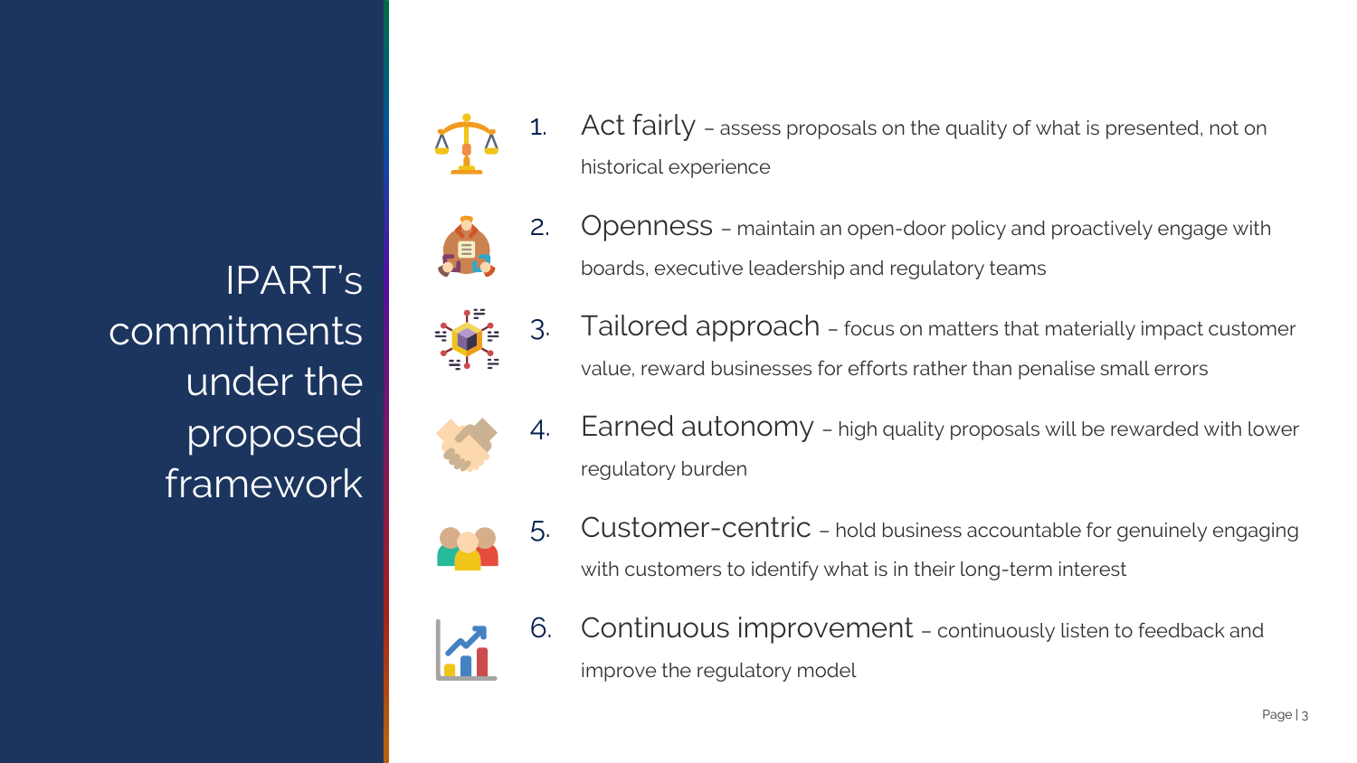# IPART's commitments under the proposed framework

1. **Act fairly** – assess proposals on the quality of what is presented, not on historical experience
2. **Openness** – maintain an open-door policy and proactively engage with boards, executive leadership and regulatory teams
3. **Tailored approach** – focus on matters that materially impact customer value, reward businesses for efforts rather than penalise small errors
4. **Earned autonomy** – high quality proposals will be rewarded with lower regulatory burden
5. **Customer-centric** – hold business accountable for genuinely engaging with customers to identify what is in their long-term interest
6. **Continuous improvement** – continuously listen to feedback and improve the regulatory model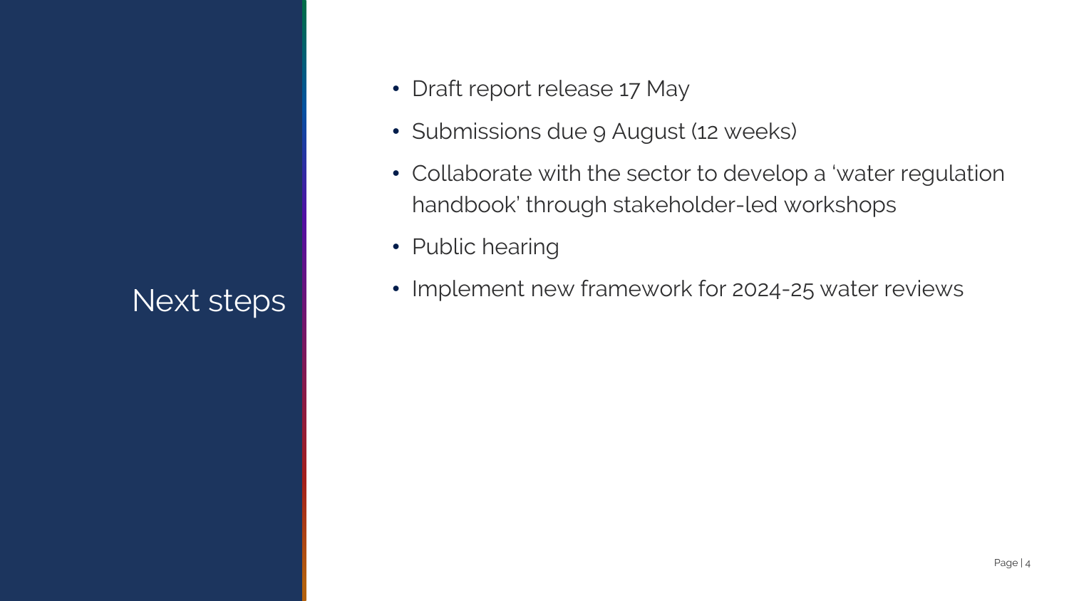# Next steps

- Draft report release 17 May
- Submissions due 9 August (12 weeks)
- Collaborate with the sector to develop a 'water regulation handbook' through stakeholder-led workshops
- Public hearing
- Implement new framework for 2024-25 water reviews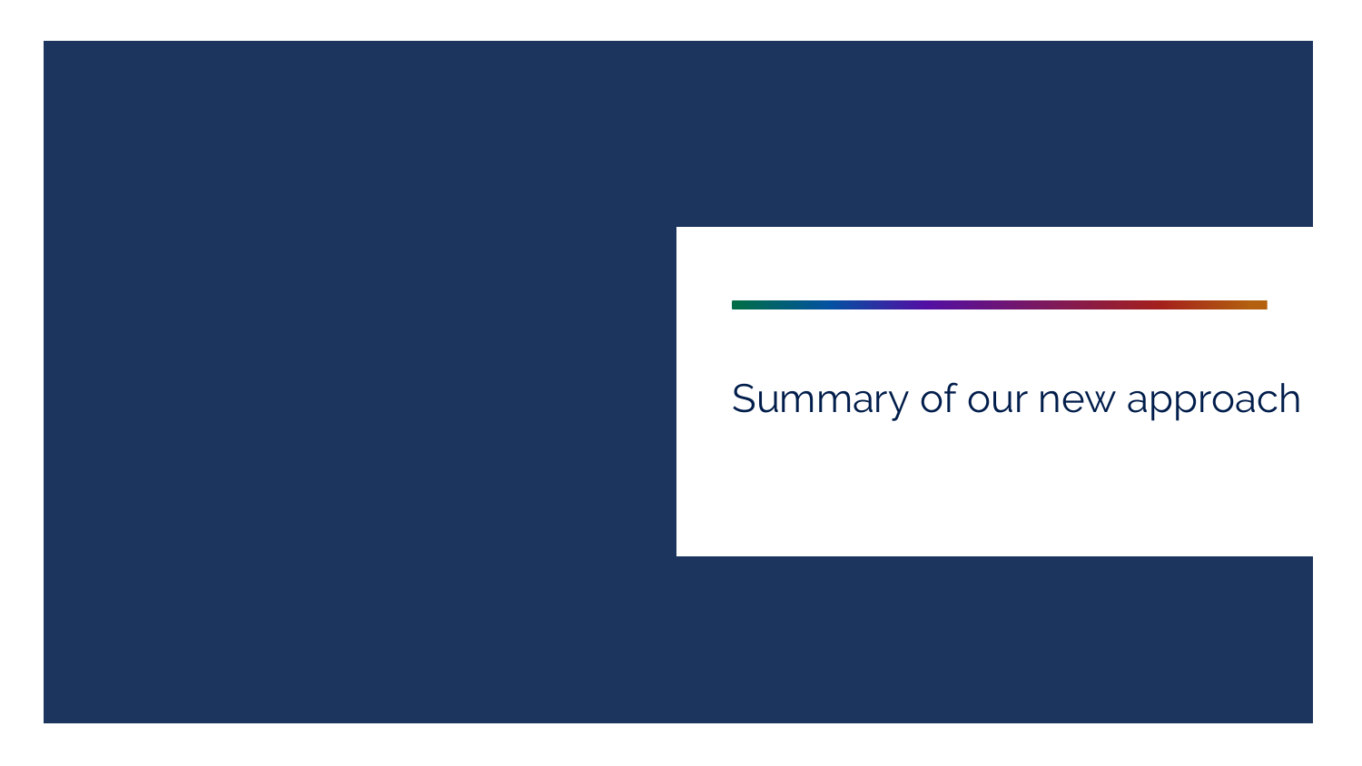# Summary of our new approach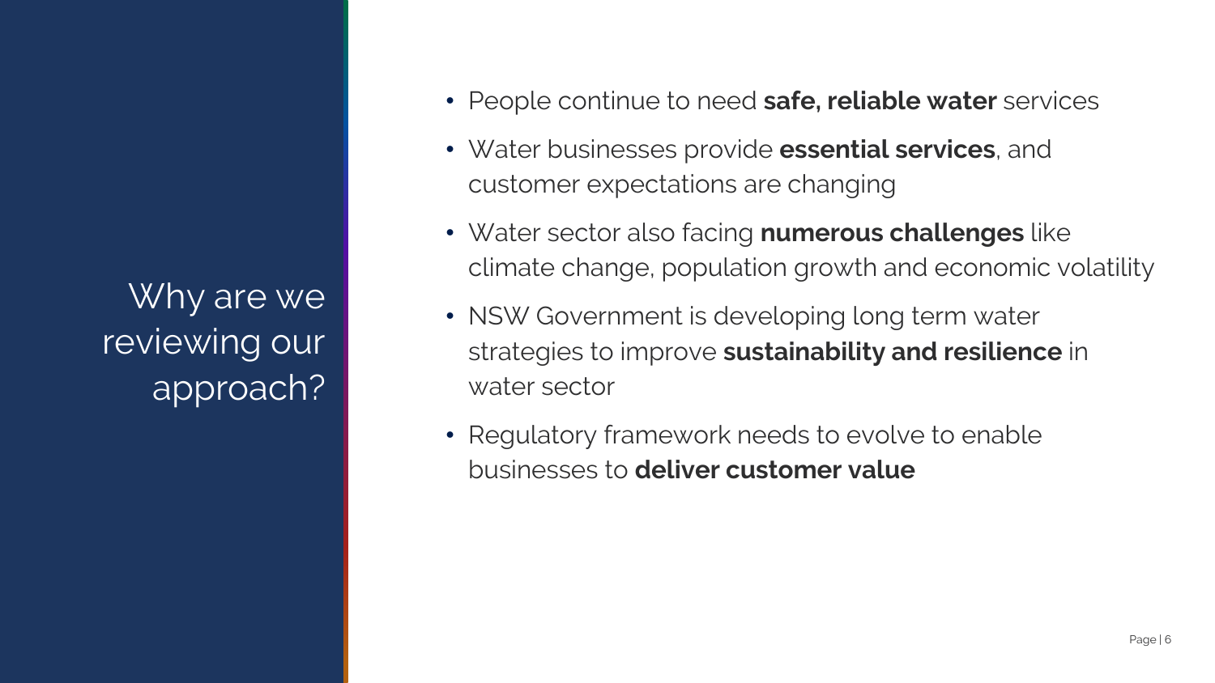# Why are we reviewing our approach?

- People continue to need **safe, reliable water** services
- Water businesses provide **essential services**, and customer expectations are changing
- Water sector also facing **numerous challenges** like climate change, population growth and economic volatility
- NSW Government is developing long term water strategies to improve **sustainability and resilience** in water sector
- Regulatory framework needs to evolve to enable businesses to **deliver customer value**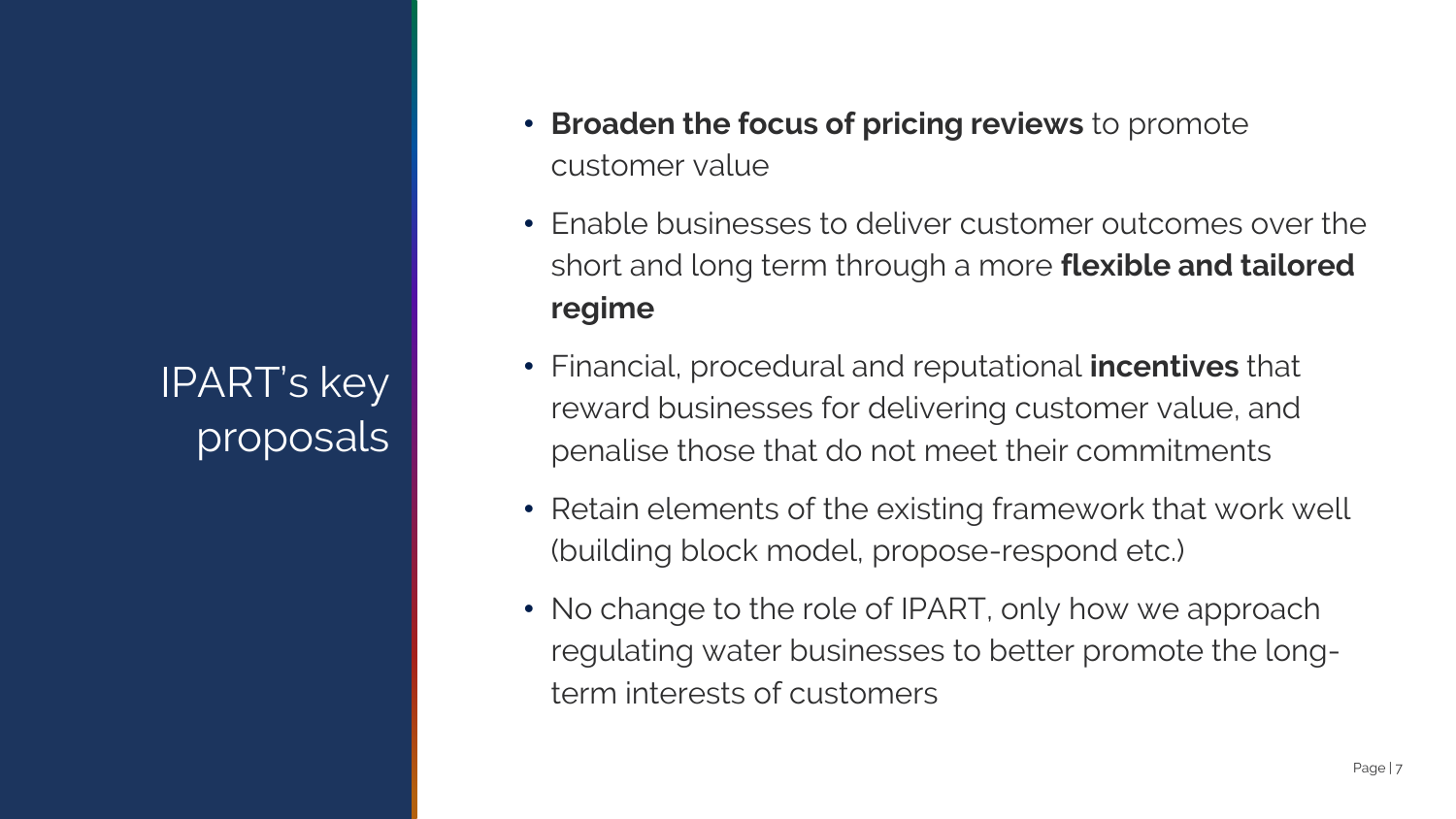# IPART's key proposals

- **Broaden the focus of pricing reviews** to promote customer value
- Enable businesses to deliver customer outcomes over the short and long term through a more **flexible and tailored regime**
- Financial, procedural and reputational **incentives** that reward businesses for delivering customer value, and penalise those that do not meet their commitments
- Retain elements of the existing framework that work well (building block model, propose-respond etc.)
- No change to the role of IPART, only how we approach regulating water businesses to better promote the long-term interests of customers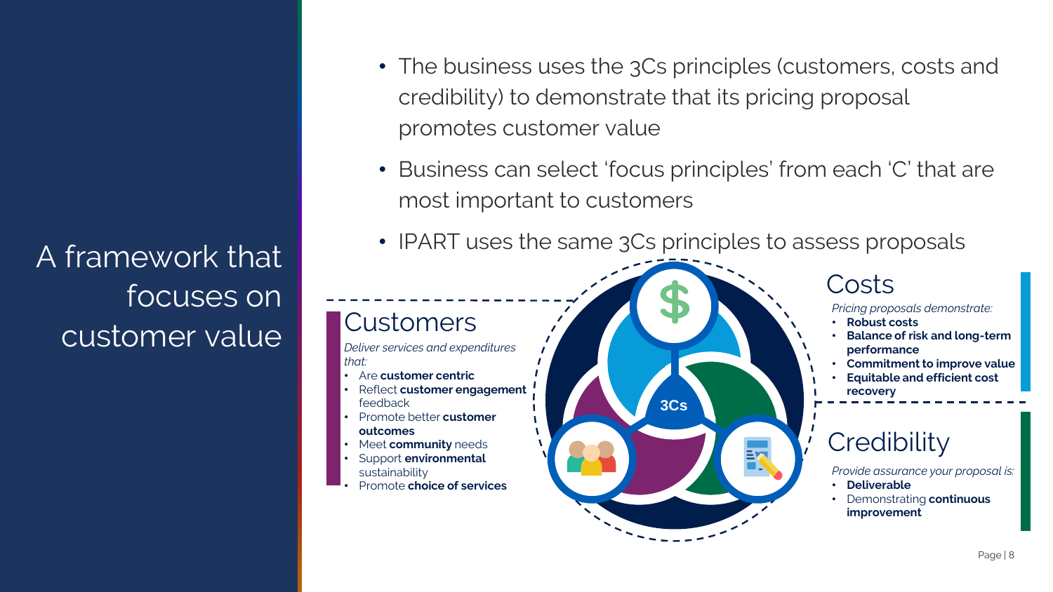# A framework that focuses on customer value

- The business uses the 3Cs principles (customers, costs and credibility) to demonstrate that its pricing proposal promotes customer value
- Business can select 'focus principles' from each 'C' that are most important to customers
- IPART uses the same 3Cs principles to assess proposals

## Customers

*Deliver services and expenditures that:*

- Are **customer centric**
- Reflect **customer engagement** feedback
- Promote better **customer outcomes**
- Meet **community** needs
- Support **environmental** sustainability
- Promote **choice of services**

3Cs

## Costs

*Pricing proposals demonstrate:*

- **Robust costs**
- **Balance of risk and long-term performance**
- **Commitment to improve value**
- **Equitable and efficient cost recovery**

## Credibility

*Provide assurance your proposal is:*

- **Deliverable**
- Demonstrating **continuous improvement**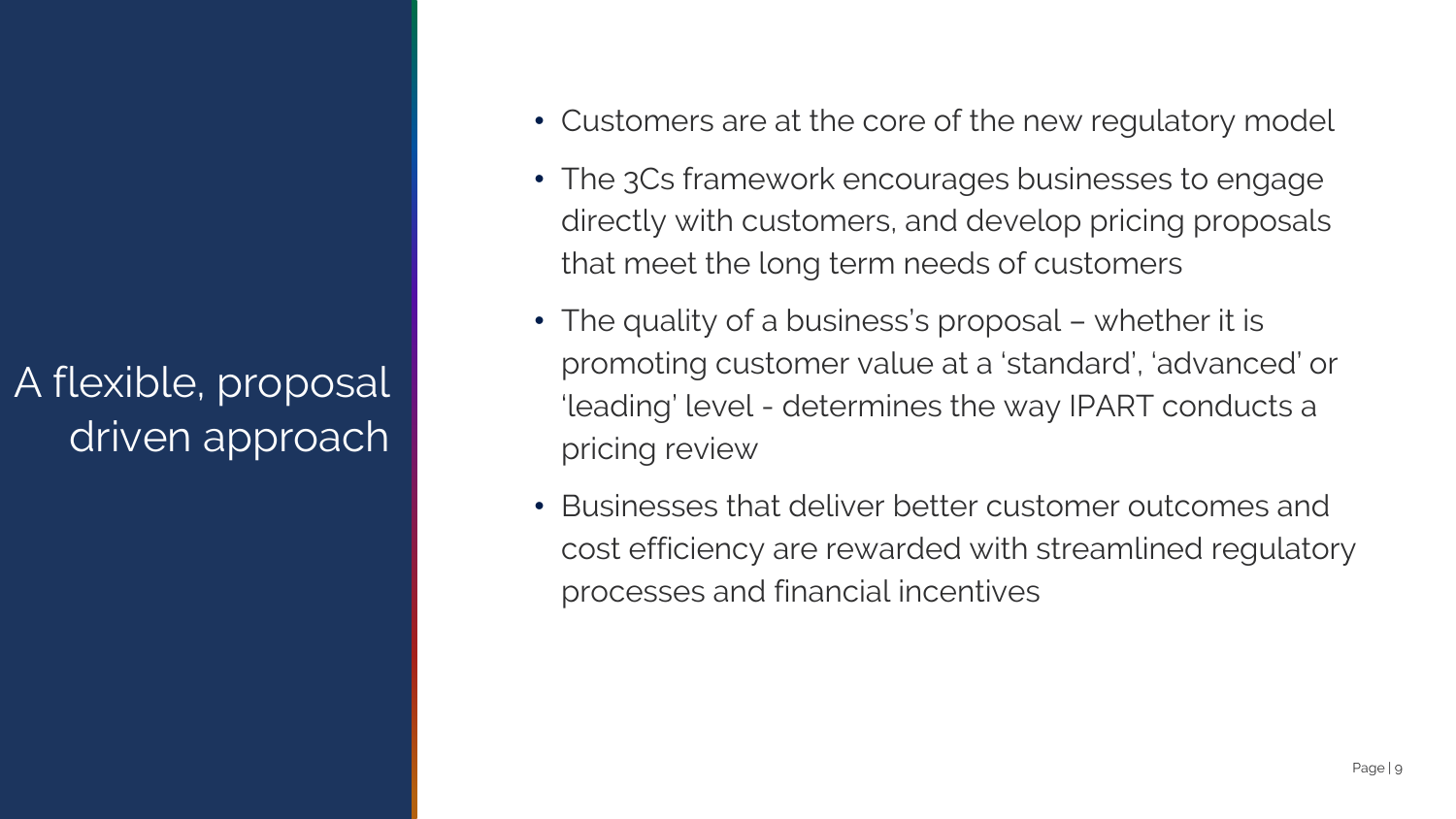# A flexible, proposal driven approach

- Customers are at the core of the new regulatory model
- The 3Cs framework encourages businesses to engage directly with customers, and develop pricing proposals that meet the long term needs of customers
- The quality of a business's proposal – whether it is promoting customer value at a 'standard', 'advanced' or 'leading' level - determines the way IPART conducts a pricing review
- Businesses that deliver better customer outcomes and cost efficiency are rewarded with streamlined regulatory processes and financial incentives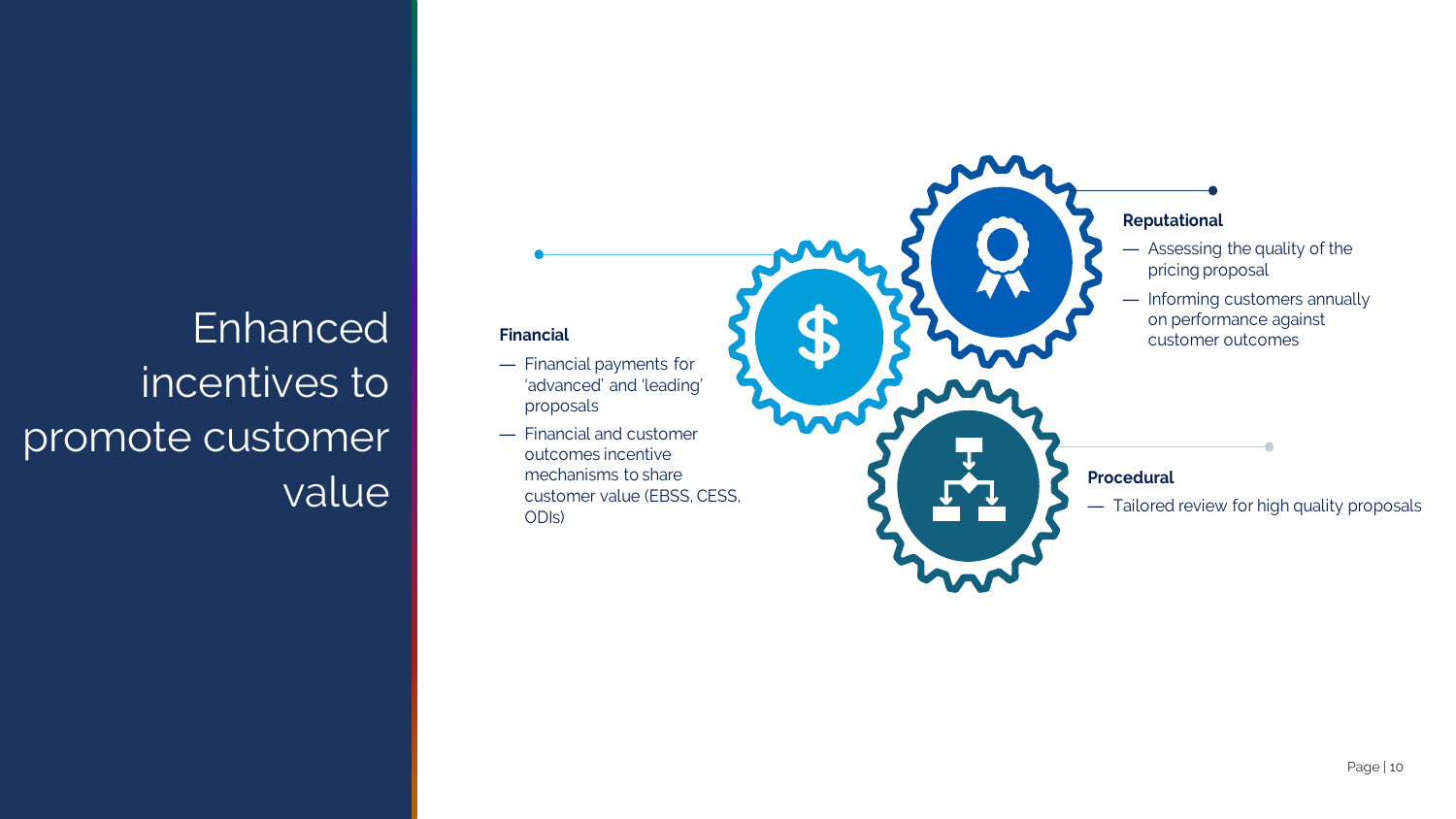# Enhanced incentives to promote customer value

**Financial**

- Financial payments for 'advanced' and 'leading' proposals
- Financial and customer outcomes incentive mechanisms to share customer value (EBSS, CESS, ODIs)

**Reputational**

- Assessing the quality of the pricing proposal
- Informing customers annually on performance against customer outcomes

**Procedural**

- Tailored review for high quality proposals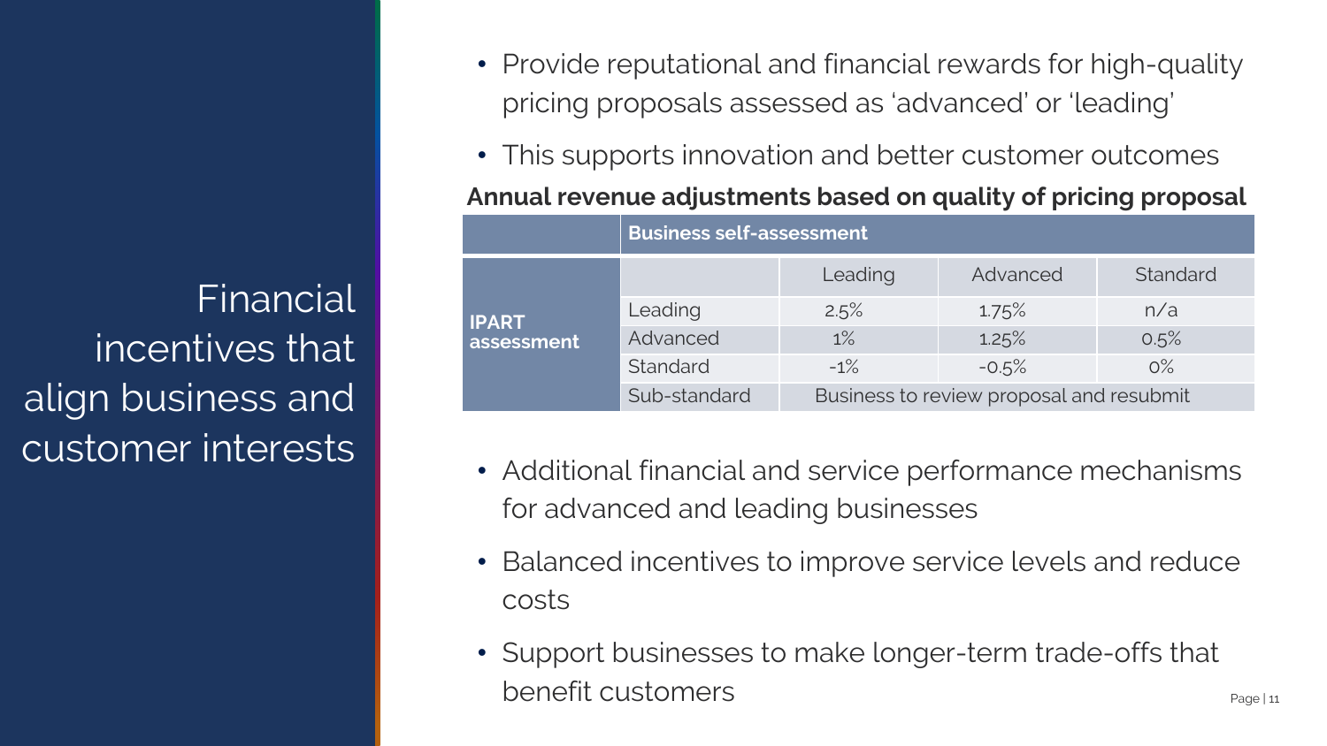# Financial incentives that align business and customer interests

- Provide reputational and financial rewards for high-quality pricing proposals assessed as 'advanced' or 'leading'
- This supports innovation and better customer outcomes

**Annual revenue adjustments based on quality of pricing proposal**

| | | **Business self-assessment** | | |
|---|---|---|---|---|
| | | Leading | Advanced | Standard |
| **IPART assessment** | Leading | 2.5% | 1.75% | n/a |
| | Advanced | 1% | 1.25% | 0.5% |
| | Standard | -1% | -0.5% | 0% |
| | Sub-standard | Business to review proposal and resubmit | | |

- Additional financial and service performance mechanisms for advanced and leading businesses
- Balanced incentives to improve service levels and reduce costs
- Support businesses to make longer-term trade-offs that benefit customers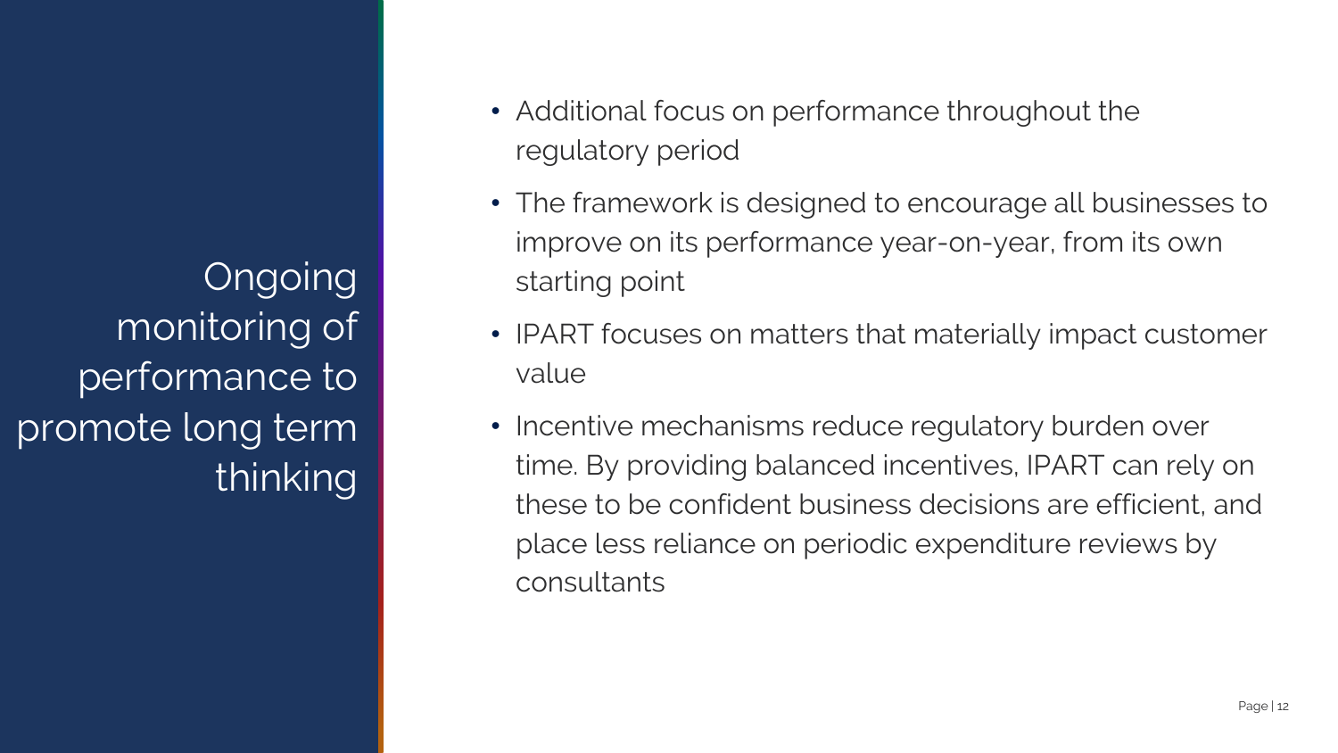# Ongoing monitoring of performance to promote long term thinking

- Additional focus on performance throughout the regulatory period
- The framework is designed to encourage all businesses to improve on its performance year-on-year, from its own starting point
- IPART focuses on matters that materially impact customer value
- Incentive mechanisms reduce regulatory burden over time. By providing balanced incentives, IPART can rely on these to be confident business decisions are efficient, and place less reliance on periodic expenditure reviews by consultants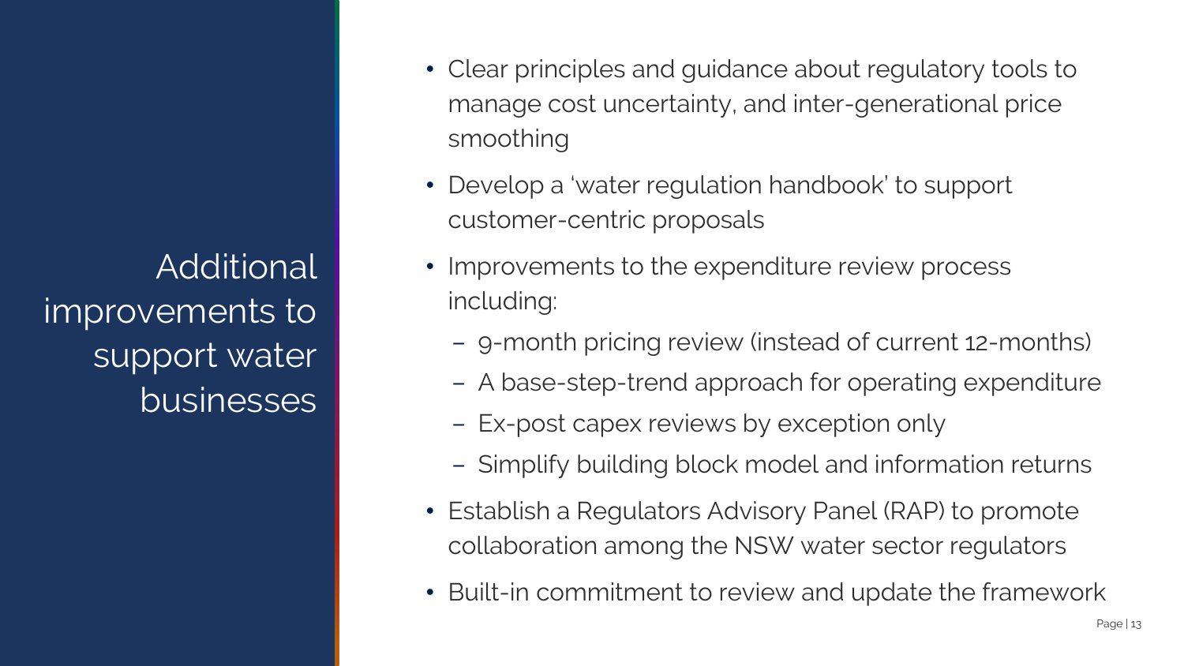# Additional improvements to support water businesses

- Clear principles and guidance about regulatory tools to manage cost uncertainty, and inter-generational price smoothing
- Develop a 'water regulation handbook' to support customer-centric proposals
- Improvements to the expenditure review process including:
  - 9-month pricing review (instead of current 12-months)
  - A base-step-trend approach for operating expenditure
  - Ex-post capex reviews by exception only
  - Simplify building block model and information returns
- Establish a Regulators Advisory Panel (RAP) to promote collaboration among the NSW water sector regulators
- Built-in commitment to review and update the framework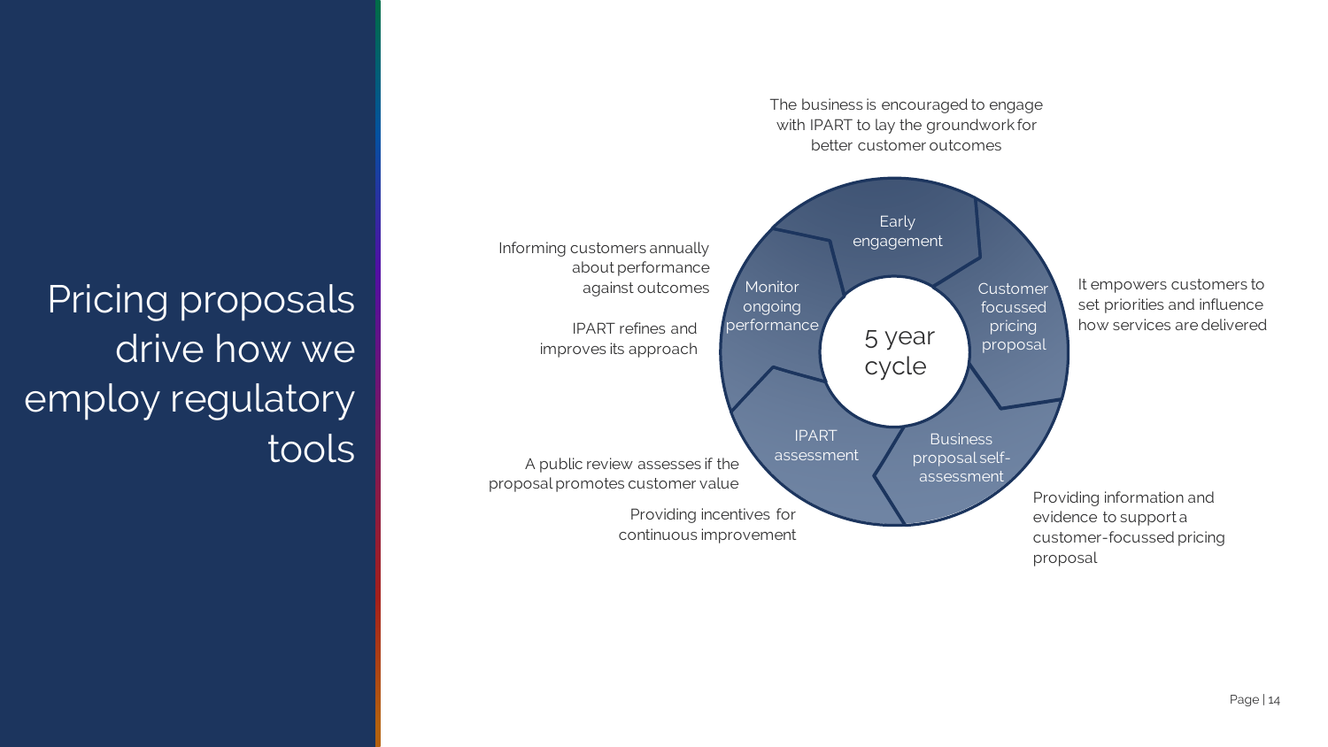# Pricing proposals drive how we employ regulatory tools

**5 year cycle**

**Early engagement**
The business is encouraged to engage with IPART to lay the groundwork for better customer outcomes

**Customer focussed pricing proposal**
It empowers customers to set priorities and influence how services are delivered

**Business proposal self-assessment**
Providing information and evidence to support a customer-focussed pricing proposal

**IPART assessment**
A public review assesses if the proposal promotes customer value

Providing incentives for continuous improvement

**Monitor ongoing performance**
Informing customers annually about performance against outcomes

IPART refines and improves its approach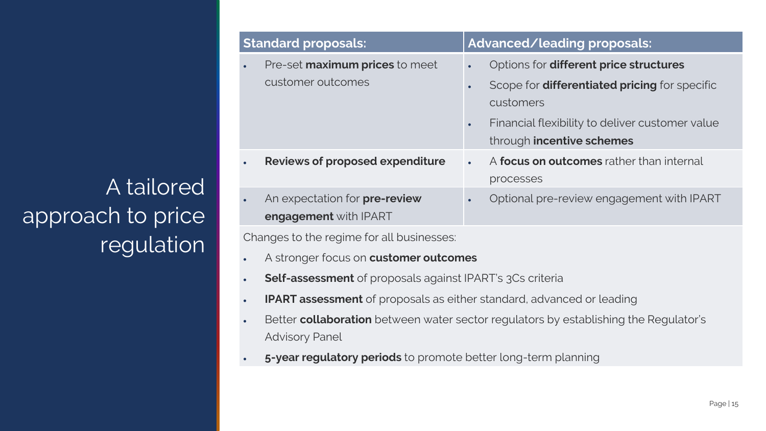# A tailored approach to price regulation

| Standard proposals: | Advanced/leading proposals: |
| --- | --- |
| • Pre-set **maximum prices** to meet customer outcomes | • Options for **different price structures**<br>• Scope for **differentiated pricing** for specific customers<br>• Financial flexibility to deliver customer value through **incentive schemes** |
| • **Reviews of proposed expenditure** | • A **focus on outcomes** rather than internal processes |
| • An expectation for **pre-review engagement** with IPART | • Optional pre-review engagement with IPART |

Changes to the regime for all businesses:

- A stronger focus on **customer outcomes**
- **Self-assessment** of proposals against IPART's 3Cs criteria
- **IPART assessment** of proposals as either standard, advanced or leading
- Better **collaboration** between water sector regulators by establishing the Regulator's Advisory Panel
- **5-year regulatory periods** to promote better long-term planning